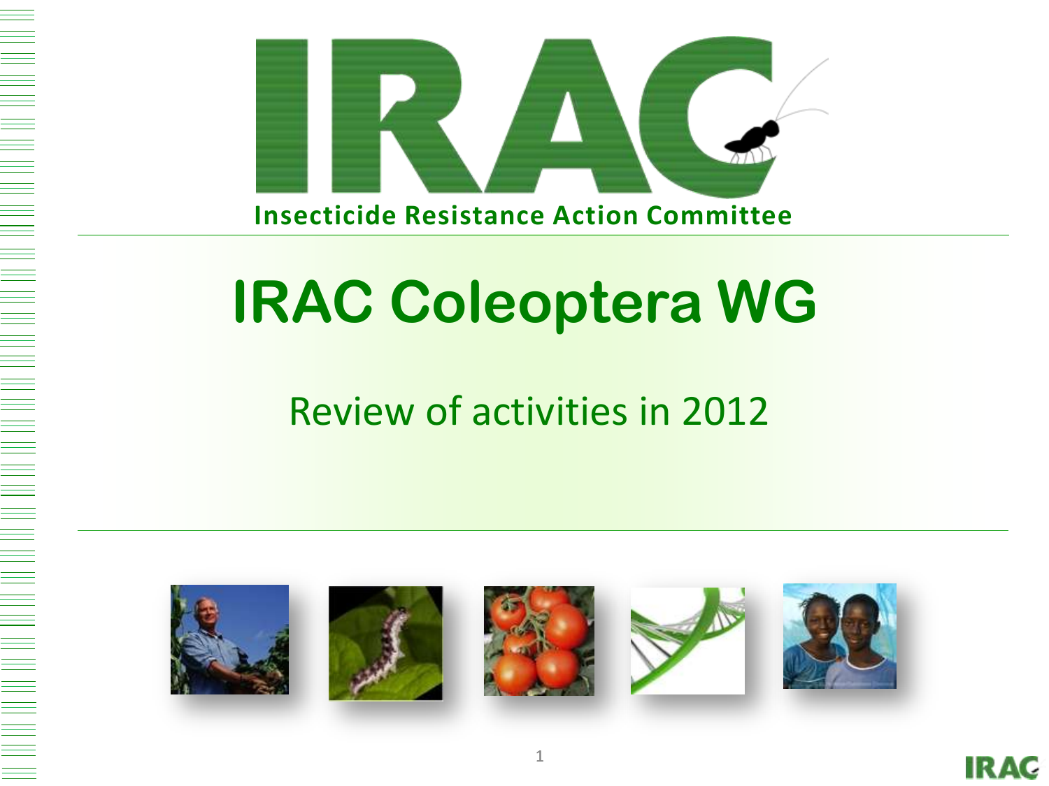IRAC

Insecticide Resistance Action Committee

# IRAC Coleoptera WG

Review of activities in 2012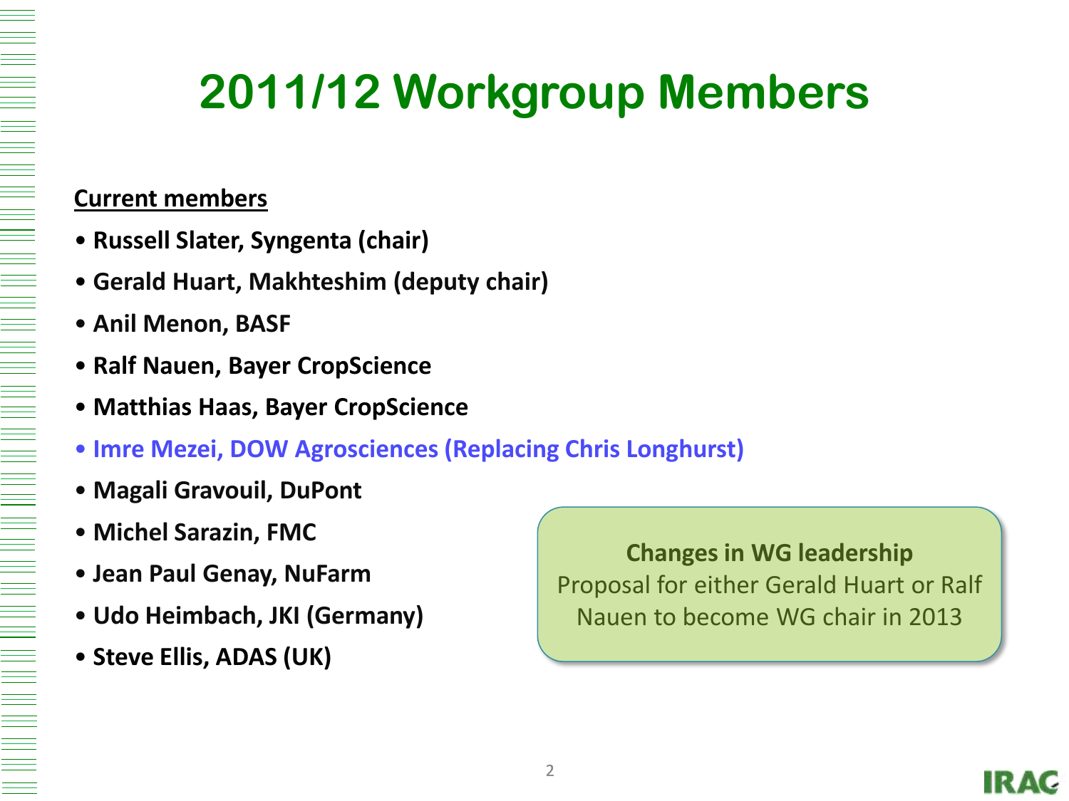# 2011/12 Workgroup Members

**Current members**

- **Russell Slater, Syngenta (chair)**
- **Gerald Huart, Makhteshim (deputy chair)**
- **Anil Menon, BASF**
- **Ralf Nauen, Bayer CropScience**
- **Matthias Haas, Bayer CropScience**
- **Imre Mezei, DOW Agrosciences (Replacing Chris Longhurst)**
- **Magali Gravouil, DuPont**
- **Michel Sarazin, FMC**
- **Jean Paul Genay, NuFarm**
- **Udo Heimbach, JKI (Germany)**
- **Steve Ellis, ADAS (UK)**

**Changes in WG leadership**
Proposal for either Gerald Huart or Ralf Nauen to become WG chair in 2013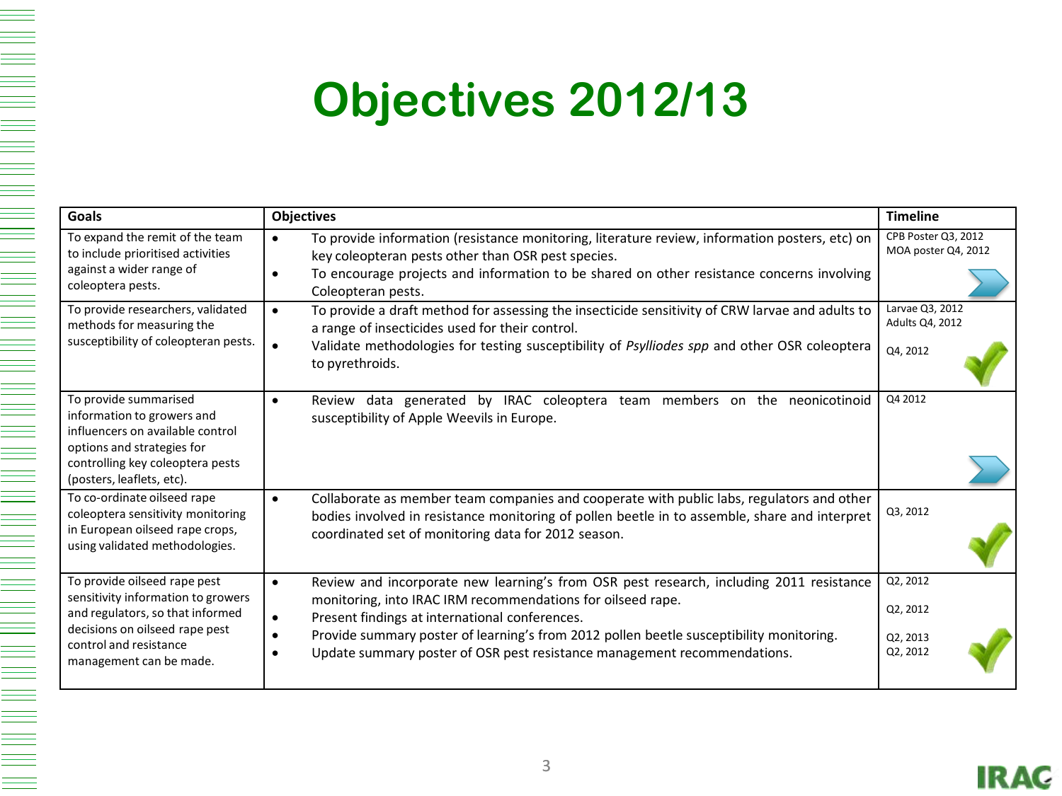# Objectives 2012/13

| Goals | Objectives | Timeline |
|---|---|---|
| To expand the remit of the team to include prioritised activities against a wider range of coleoptera pests. | • To provide information (resistance monitoring, literature review, information posters, etc) on key coleopteran pests other than OSR pest species.<br>• To encourage projects and information to be shared on other resistance concerns involving Coleopteran pests. | CPB Poster Q3, 2012<br>MOA poster Q4, 2012 |
| To provide researchers, validated methods for measuring the susceptibility of coleopteran pests. | • To provide a draft method for assessing the insecticide sensitivity of CRW larvae and adults to a range of insecticides used for their control.<br>• Validate methodologies for testing susceptibility of *Psylliodes spp* and other OSR coleoptera to pyrethroids. | Larvae Q3, 2012<br>Adults Q4, 2012<br>Q4, 2012 |
| To provide summarised information to growers and influencers on available control options and strategies for controlling key coleoptera pests (posters, leaflets, etc). | • Review data generated by IRAC coleoptera team members on the neonicotinoid susceptibility of Apple Weevils in Europe. | Q4 2012 |
| To co-ordinate oilseed rape coleoptera sensitivity monitoring in European oilseed rape crops, using validated methodologies. | • Collaborate as member team companies and cooperate with public labs, regulators and other bodies involved in resistance monitoring of pollen beetle in to assemble, share and interpret coordinated set of monitoring data for 2012 season. | Q3, 2012 |
| To provide oilseed rape pest sensitivity information to growers and regulators, so that informed decisions on oilseed rape pest control and resistance management can be made. | • Review and incorporate new learning's from OSR pest research, including 2011 resistance monitoring, into IRAC IRM recommendations for oilseed rape.<br>• Present findings at international conferences.<br>• Provide summary poster of learning's from 2012 pollen beetle susceptibility monitoring.<br>• Update summary poster of OSR pest resistance management recommendations. | Q2, 2012<br>Q2, 2012<br>Q2, 2013<br>Q2, 2012 |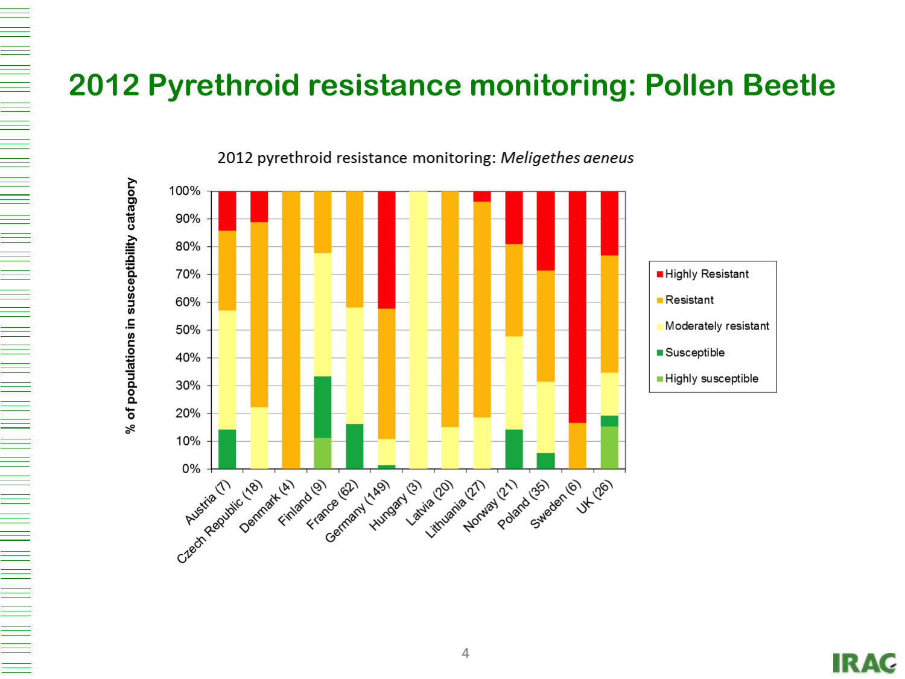# 2012 Pyrethroid resistance monitoring: Pollen Beetle

2012 pyrethroid resistance monitoring: *Meligethes aeneus*

% of populations in susceptibility catagory

100%
90%
80%
70%
60%
50%
40%
30%
20%
10%
0%

Austria (7), Czech Republic (18), Denmark (4), Finland (9), France (62), Germany (149), Hungary (3), Latvia (20), Lithuania (27), Norway (21), Poland (35), Sweden (6), UK (26)

- Highly Resistant
- Resistant
- Moderately resistant
- Susceptible
- Highly susceptible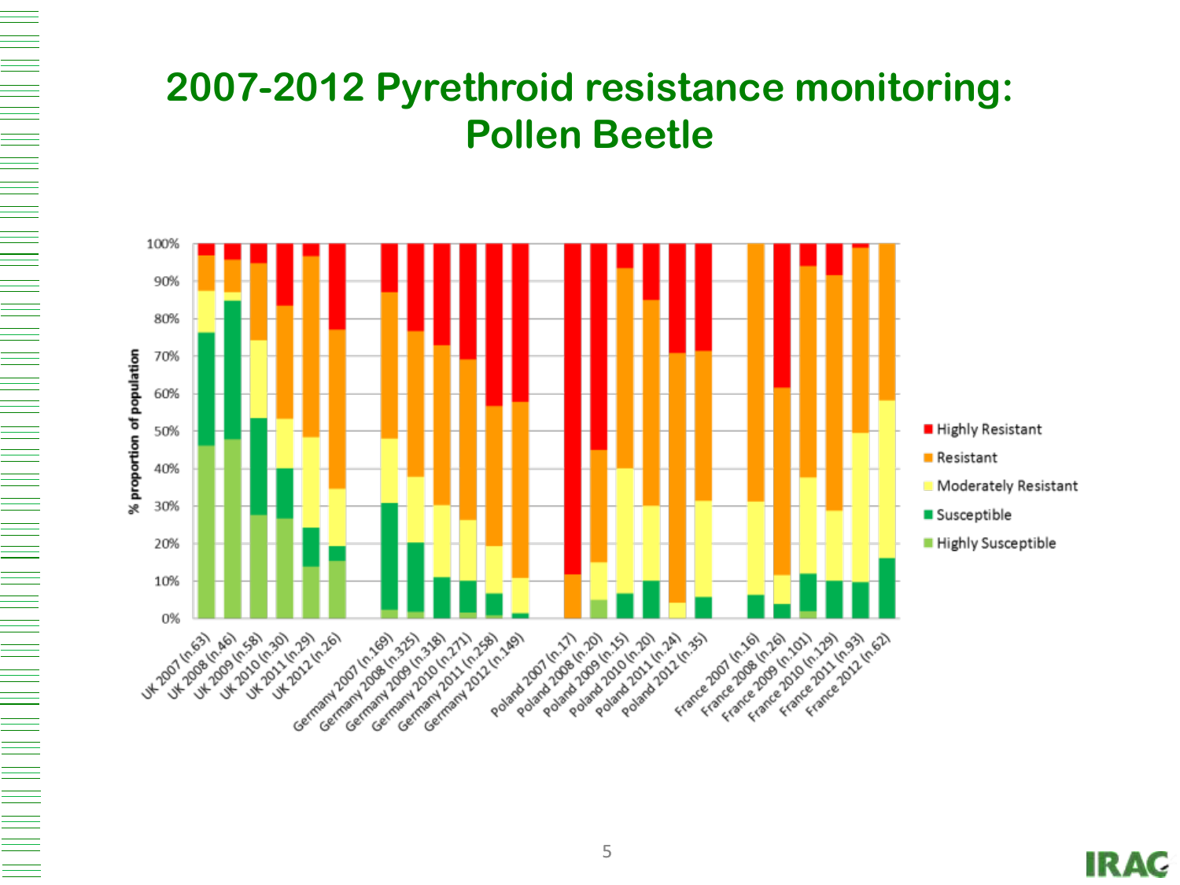# 2007-2012 Pyrethroid resistance monitoring: Pollen Beetle

% proportion of population

100%
90%
80%
70%
60%
50%
40%
30%
20%
10%
0%

UK 2007 (n.63)
UK 2008 (n.46)
UK 2009 (n.58)
UK 2010 (n.30)
UK 2011 (n.29)
UK 2012 (n.26)
Germany 2007 (n.169)
Germany 2008 (n.325)
Germany 2009 (n.318)
Germany 2010 (n.271)
Germany 2011 (n.258)
Germany 2012 (n.149)
Poland 2007 (n.17)
Poland 2008 (n.20)
Poland 2009 (n.15)
Poland 2010 (n.20)
Poland 2011 (n.24)
Poland 2012 (n.35)
France 2007 (n.16)
France 2008 (n.26)
France 2009 (n.101)
France 2010 (n.129)
France 2011 (n.93)
France 2012 (n.62)

- Highly Resistant
- Resistant
- Moderately Resistant
- Susceptible
- Highly Susceptible

IRAC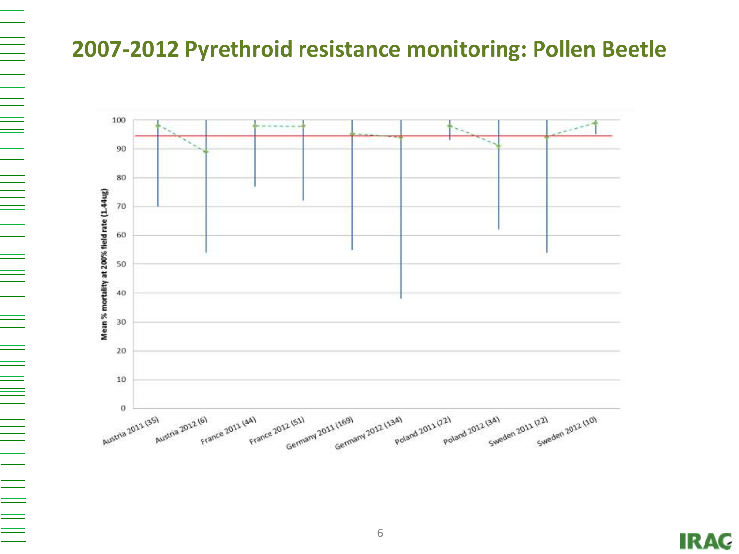## 2007-2012 Pyrethroid resistance monitoring: Pollen Beetle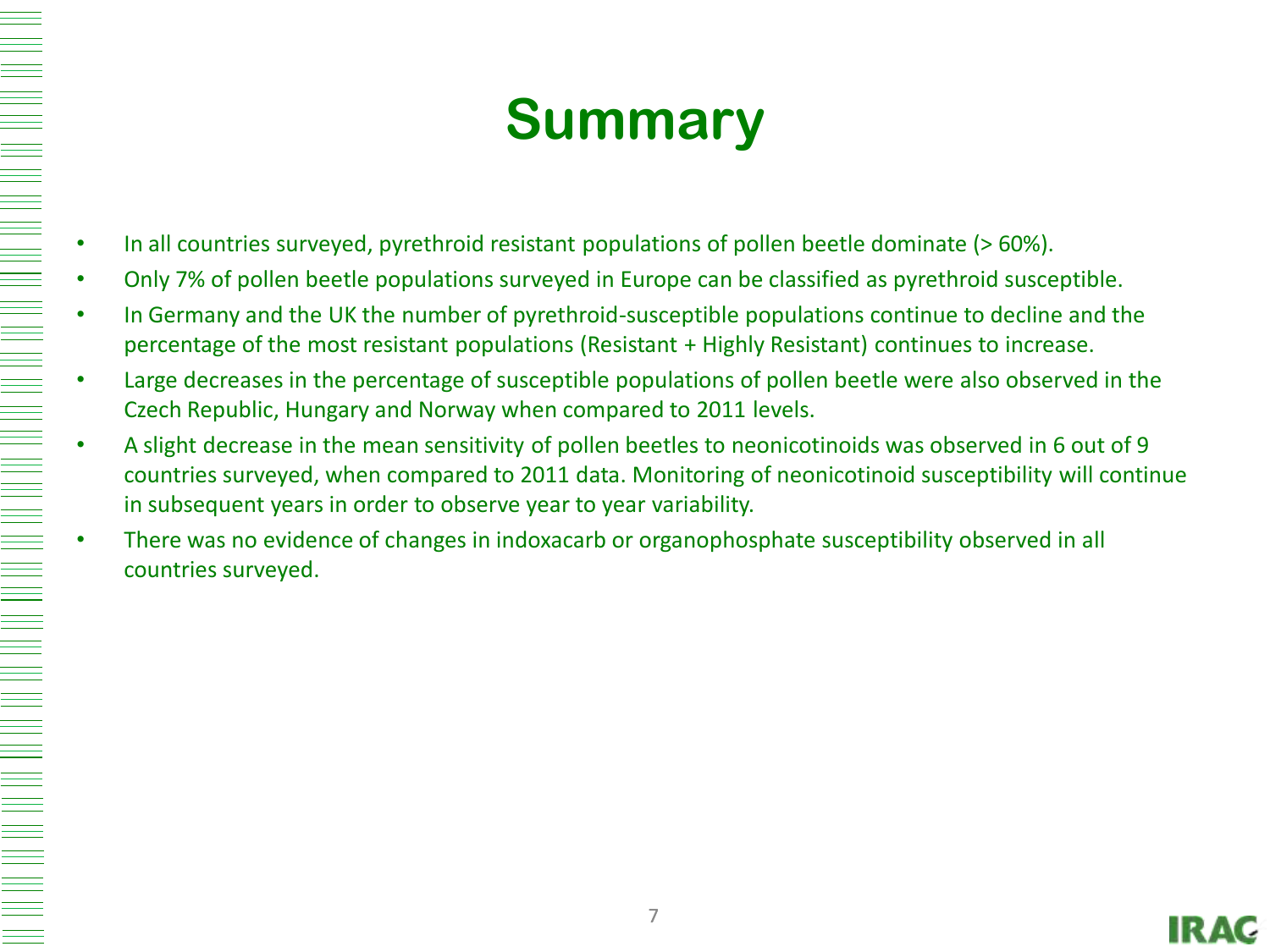# Summary

- In all countries surveyed, pyrethroid resistant populations of pollen beetle dominate (> 60%).
- Only 7% of pollen beetle populations surveyed in Europe can be classified as pyrethroid susceptible.
- In Germany and the UK the number of pyrethroid-susceptible populations continue to decline and the percentage of the most resistant populations (Resistant + Highly Resistant) continues to increase.
- Large decreases in the percentage of susceptible populations of pollen beetle were also observed in the Czech Republic, Hungary and Norway when compared to 2011 levels.
- A slight decrease in the mean sensitivity of pollen beetles to neonicotinoids was observed in 6 out of 9 countries surveyed, when compared to 2011 data. Monitoring of neonicotinoid susceptibility will continue in subsequent years in order to observe year to year variability.
- There was no evidence of changes in indoxacarb or organophosphate susceptibility observed in all countries surveyed.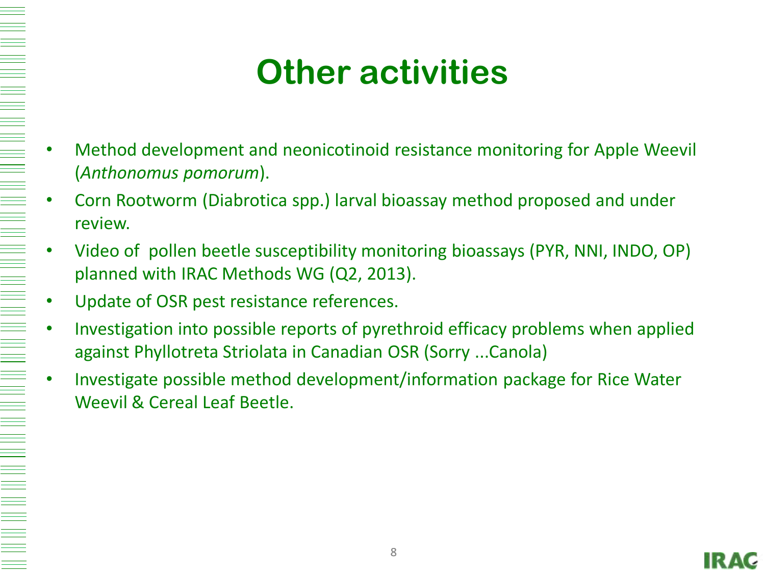# Other activities

- Method development and neonicotinoid resistance monitoring for Apple Weevil (*Anthonomus pomorum*).
- Corn Rootworm (Diabrotica spp.) larval bioassay method proposed and under review.
- Video of pollen beetle susceptibility monitoring bioassays (PYR, NNI, INDO, OP) planned with IRAC Methods WG (Q2, 2013).
- Update of OSR pest resistance references.
- Investigation into possible reports of pyrethroid efficacy problems when applied against Phyllotreta Striolata in Canadian OSR (Sorry ...Canola)
- Investigate possible method development/information package for Rice Water Weevil & Cereal Leaf Beetle.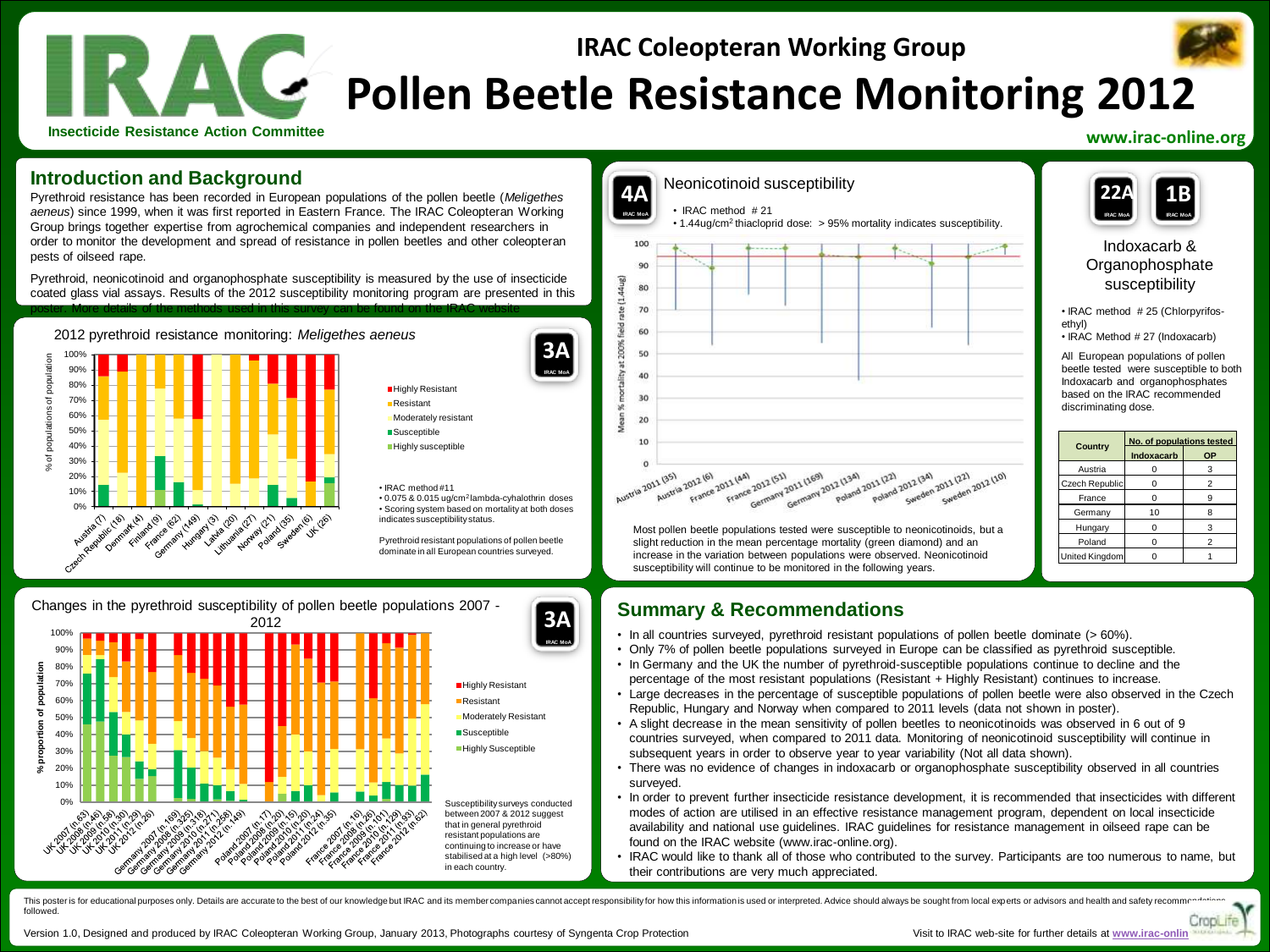# IRAC Coleopteran Working Group

# Pollen Beetle Resistance Monitoring 2012

Insecticide Resistance Action Committee

www.irac-online.org

## Introduction and Background

Pyrethroid resistance has been recorded in European populations of the pollen beetle (*Meligethes aeneus*) since 1999, when it was first reported in Eastern France. The IRAC Coleopteran Working Group brings together expertise from agrochemical companies and independent researchers in order to monitor the development and spread of resistance in pollen beetles and other coleopteran pests of oilseed rape.

Pyrethroid, neonicotinoid and organophosphate susceptibility is measured by the use of insecticide coated glass vial assays. Results of the 2012 susceptibility monitoring program are presented in this poster. More details of the methods used in this survey can be found on the IRAC website

### 2012 pyrethroid resistance monitoring: *Meligethes aeneus*

3A

- Highly Resistant
- Resistant
- Moderately resistant
- Susceptible
- Highly susceptible

- IRAC method #11
- 0.075 & 0.015 ug/cm² lambda-cyhalothrin doses
- Scoring system based on mortality at both doses indicates susceptibility status.

Pyrethroid resistant populations of pollen beetle dominate in all European countries surveyed.

### Changes in the pyrethroid susceptibility of pollen beetle populations 2007 - 2012

3A

- Highly Resistant
- Resistant
- Moderately Resistant
- Susceptible
- Highly Susceptible

Susceptibility surveys conducted between 2007 & 2012 suggest that in general pyrethroid resistant populations are continuing to increase or have stabilised at a high level (>80%) in each country.

### Neonicotinoid susceptibility

4A

- IRAC method # 21
- 1.44ug/cm² thiacloprid dose: > 95% mortality indicates susceptibility.

Most pollen beetle populations tested were susceptible to neonicotinoids, but a slight reduction in the mean percentage mortality (green diamond) and an increase in the variation between populations were observed. Neonicotinoid susceptibility will continue to be monitored in the following years.

### Indoxacarb & Organophosphate susceptibility

22A 1B

- IRAC method # 25 (Chlorpyrifos-ethyl)
- IRAC Method # 27 (Indoxacarb)

All European populations of pollen beetle tested were susceptible to both Indoxacarb and organophosphates based on the IRAC recommended discriminating dose.

| Country | No. of populations tested | |
|---|---|---|
| | Indoxacarb | OP |
| Austria | 0 | 3 |
| Czech Republic | 0 | 2 |
| France | 0 | 9 |
| Germany | 10 | 8 |
| Hungary | 0 | 3 |
| Poland | 0 | 2 |
| United Kingdom | 0 | 1 |

## Summary & Recommendations

- In all countries surveyed, pyrethroid resistant populations of pollen beetle dominate (> 60%).
- Only 7% of pollen beetle populations surveyed in Europe can be classified as pyrethroid susceptible.
- In Germany and the UK the number of pyrethroid-susceptible populations continue to decline and the percentage of the most resistant populations (Resistant + Highly Resistant) continues to increase.
- Large decreases in the percentage of susceptible populations of pollen beetle were also observed in the Czech Republic, Hungary and Norway when compared to 2011 levels (data not shown in poster).
- A slight decrease in the mean sensitivity of pollen beetles to neonicotinoids was observed in 6 out of 9 countries surveyed, when compared to 2011 data. Monitoring of neonicotinoid susceptibility will continue in subsequent years in order to observe year to year variability (Not all data shown).
- There was no evidence of changes in indoxacarb or organophosphate susceptibility observed in all countries surveyed.
- In order to prevent further insecticide resistance development, it is recommended that insecticides with different modes of action are utilised in an effective resistance management program, dependent on local insecticide availability and national use guidelines. IRAC guidelines for resistance management in oilseed rape can be found on the IRAC website (www.irac-online.org).
- IRAC would like to thank all of those who contributed to the survey. Participants are too numerous to name, but their contributions are very much appreciated.

This poster is for educational purposes only. Details are accurate to the best of our knowledge but IRAC and its member companies cannot accept responsibility for how this information is used or interpreted. Advice should always be sought from local experts or advisors and health and safety recommendations followed.

Version 1.0, Designed and produced by IRAC Coleopteran Working Group, January 2013, Photographs courtesy of Syngenta Crop Protection

Visit to IRAC web-site for further details at www.irac-online.org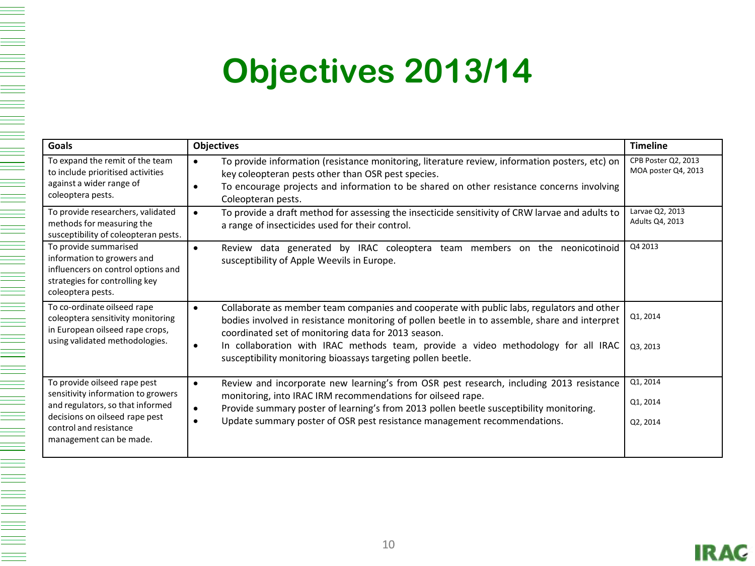# Objectives 2013/14

| Goals | Objectives | Timeline |
|---|---|---|
| To expand the remit of the team to include prioritised activities against a wider range of coleoptera pests. | • To provide information (resistance monitoring, literature review, information posters, etc) on key coleopteran pests other than OSR pest species.<br>• To encourage projects and information to be shared on other resistance concerns involving Coleopteran pests. | CPB Poster Q2, 2013<br>MOA poster Q4, 2013 |
| To provide researchers, validated methods for measuring the susceptibility of coleopteran pests. | • To provide a draft method for assessing the insecticide sensitivity of CRW larvae and adults to a range of insecticides used for their control. | Larvae Q2, 2013<br>Adults Q4, 2013 |
| To provide summarised information to growers and influencers on control options and strategies for controlling key coleoptera pests. | • Review data generated by IRAC coleoptera team members on the neonicotinoid susceptibility of Apple Weevils in Europe. | Q4 2013 |
| To co-ordinate oilseed rape coleoptera sensitivity monitoring in European oilseed rape crops, using validated methodologies. | • Collaborate as member team companies and cooperate with public labs, regulators and other bodies involved in resistance monitoring of pollen beetle in to assemble, share and interpret coordinated set of monitoring data for 2013 season.<br>• In collaboration with IRAC methods team, provide a video methodology for all IRAC susceptibility monitoring bioassays targeting pollen beetle. | Q1, 2014<br>Q3, 2013 |
| To provide oilseed rape pest sensitivity information to growers and regulators, so that informed decisions on oilseed rape pest control and resistance management can be made. | • Review and incorporate new learning's from OSR pest research, including 2013 resistance monitoring, into IRAC IRM recommendations for oilseed rape.<br>• Provide summary poster of learning's from 2013 pollen beetle susceptibility monitoring.<br>• Update summary poster of OSR pest resistance management recommendations. | Q1, 2014<br>Q1, 2014<br>Q2, 2014 |

IRAC